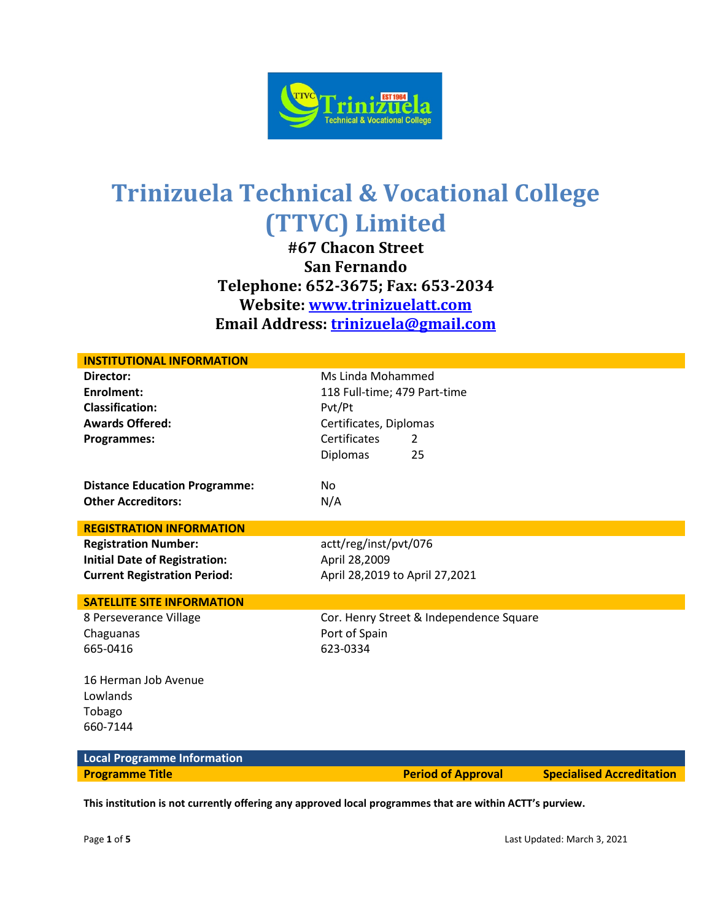# Trinizuela Technical & Vocational College (TTVC) Limited

**#67 Chacon Street**
**San Fernando**
**Telephone: 652-3675; Fax: 653-2034**
**Website: www.trinizuelatt.com**
**Email Address: trinizuela@gmail.com**

| **INSTITUTIONAL INFORMATION** | |
|---|---|
| **Director:** | Ms Linda Mohammed |
| **Enrolment:** | 118 Full-time; 479 Part-time |
| **Classification:** | Pvt/Pt |
| **Awards Offered:** | Certificates, Diplomas |
| **Programmes:** | Certificates 2<br>Diplomas 25 |
| **Distance Education Programme:** | No |
| **Other Accreditors:** | N/A |

| **REGISTRATION INFORMATION** | |
|---|---|
| **Registration Number:** | actt/reg/inst/pvt/076 |
| **Initial Date of Registration:** | April 28,2009 |
| **Current Registration Period:** | April 28,2019 to April 27,2021 |

**SATELLITE SITE INFORMATION**

8 Perseverance Village
Chaguanas
665-0416

Cor. Henry Street & Independence Square
Port of Spain
623-0334

16 Herman Job Avenue
Lowlands
Tobago
660-7144

**Local Programme Information**

| Programme Title | Period of Approval | Specialised Accreditation |
|---|---|---|

**This institution is not currently offering any approved local programmes that are within ACTT's purview.**

Last Updated: March 3, 2021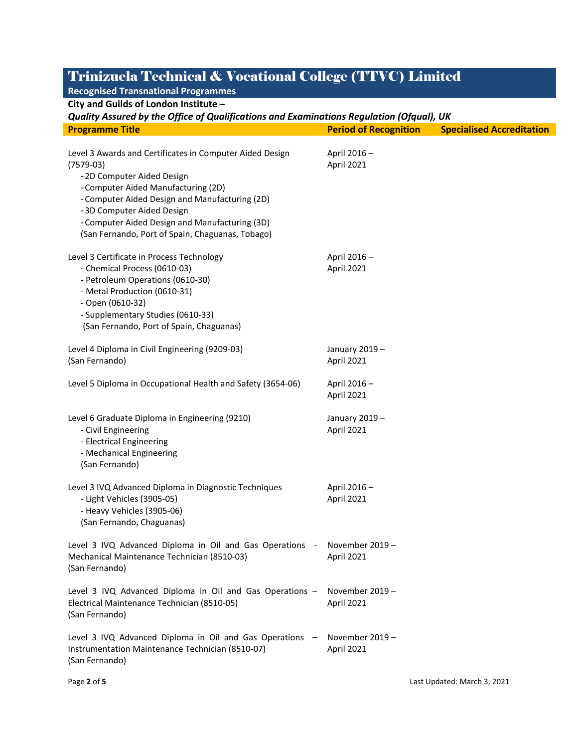# Trinizuela Technical & Vocational College (TTVC) Limited

**Recognised Transnational Programmes**

**City and Guilds of London Institute –**

***Quality Assured by the Office of Qualifications and Examinations Regulation (Ofqual), UK***

| Programme Title | Period of Recognition | Specialised Accreditation |
|---|---|---|
| Level 3 Awards and Certificates in Computer Aided Design (7579-03)<br>- 2D Computer Aided Design<br>- Computer Aided Manufacturing (2D)<br>- Computer Aided Design and Manufacturing (2D)<br>- 3D Computer Aided Design<br>- Computer Aided Design and Manufacturing (3D)<br>(San Fernando, Port of Spain, Chaguanas, Tobago) | April 2016 – April 2021 | |
| Level 3 Certificate in Process Technology<br>- Chemical Process (0610-03)<br>- Petroleum Operations (0610-30)<br>- Metal Production (0610-31)<br>- Open (0610-32)<br>- Supplementary Studies (0610-33)<br>(San Fernando, Port of Spain, Chaguanas) | April 2016 – April 2021 | |
| Level 4 Diploma in Civil Engineering (9209-03)<br>(San Fernando) | January 2019 – April 2021 | |
| Level 5 Diploma in Occupational Health and Safety (3654-06) | April 2016 – April 2021 | |
| Level 6 Graduate Diploma in Engineering (9210)<br>- Civil Engineering<br>- Electrical Engineering<br>- Mechanical Engineering<br>(San Fernando) | January 2019 – April 2021 | |
| Level 3 IVQ Advanced Diploma in Diagnostic Techniques<br>- Light Vehicles (3905-05)<br>- Heavy Vehicles (3905-06)<br>(San Fernando, Chaguanas) | April 2016 – April 2021 | |
| Level 3 IVQ Advanced Diploma in Oil and Gas Operations - Mechanical Maintenance Technician (8510-03)<br>(San Fernando) | November 2019 – April 2021 | |
| Level 3 IVQ Advanced Diploma in Oil and Gas Operations – Electrical Maintenance Technician (8510-05)<br>(San Fernando) | November 2019 – April 2021 | |
| Level 3 IVQ Advanced Diploma in Oil and Gas Operations – Instrumentation Maintenance Technician (8510-07)<br>(San Fernando) | November 2019 – April 2021 | |

Last Updated: March 3, 2021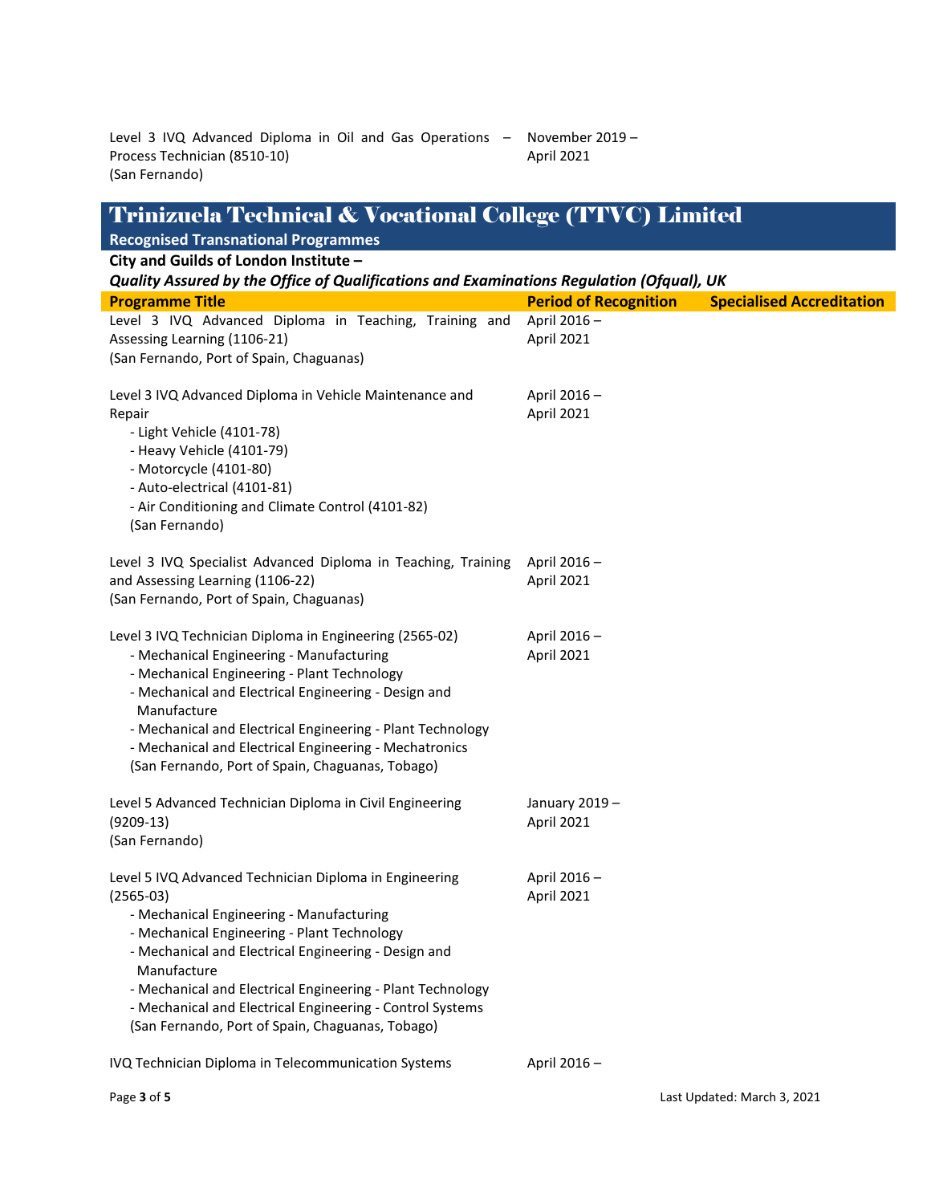| Level 3 IVQ Advanced Diploma in Oil and Gas Operations – Process Technician (8510-10)<br>(San Fernando) | November 2019 – April 2021 | |
|---|---|---|

## Trinizuela Technical & Vocational College (TTVC) Limited

**Recognised Transnational Programmes**

**City and Guilds of London Institute –**

***Quality Assured by the Office of Qualifications and Examinations Regulation (Ofqual), UK***

| Programme Title | Period of Recognition | Specialised Accreditation |
|---|---|---|
| Level 3 IVQ Advanced Diploma in Teaching, Training and Assessing Learning (1106-21)<br>(San Fernando, Port of Spain, Chaguanas) | April 2016 – April 2021 | |
| Level 3 IVQ Advanced Diploma in Vehicle Maintenance and Repair<br>- Light Vehicle (4101-78)<br>- Heavy Vehicle (4101-79)<br>- Motorcycle (4101-80)<br>- Auto-electrical (4101-81)<br>- Air Conditioning and Climate Control (4101-82)<br>(San Fernando) | April 2016 – April 2021 | |
| Level 3 IVQ Specialist Advanced Diploma in Teaching, Training and Assessing Learning (1106-22)<br>(San Fernando, Port of Spain, Chaguanas) | April 2016 – April 2021 | |
| Level 3 IVQ Technician Diploma in Engineering (2565-02)<br>- Mechanical Engineering - Manufacturing<br>- Mechanical Engineering - Plant Technology<br>- Mechanical and Electrical Engineering - Design and Manufacture<br>- Mechanical and Electrical Engineering - Plant Technology<br>- Mechanical and Electrical Engineering - Mechatronics<br>(San Fernando, Port of Spain, Chaguanas, Tobago) | April 2016 – April 2021 | |
| Level 5 Advanced Technician Diploma in Civil Engineering (9209-13)<br>(San Fernando) | January 2019 – April 2021 | |
| Level 5 IVQ Advanced Technician Diploma in Engineering (2565-03)<br>- Mechanical Engineering - Manufacturing<br>- Mechanical Engineering - Plant Technology<br>- Mechanical and Electrical Engineering - Design and Manufacture<br>- Mechanical and Electrical Engineering - Plant Technology<br>- Mechanical and Electrical Engineering - Control Systems<br>(San Fernando, Port of Spain, Chaguanas, Tobago) | April 2016 – April 2021 | |
| IVQ Technician Diploma in Telecommunication Systems | April 2016 – | |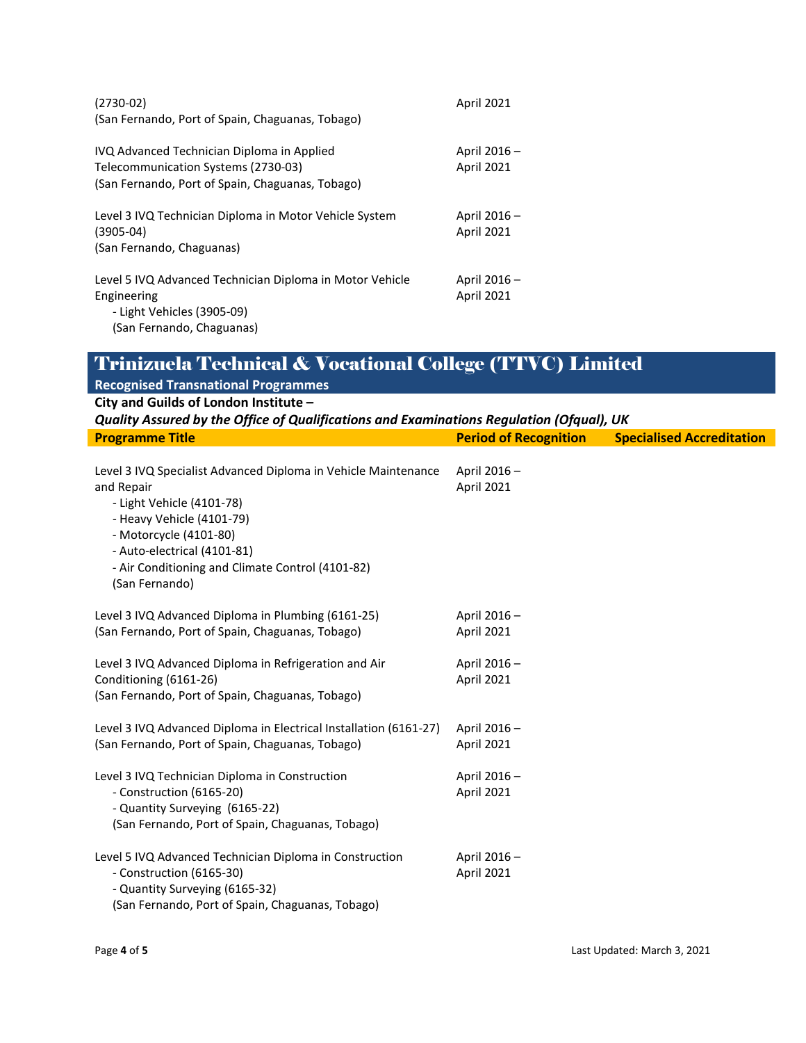| | | |
|---|---|---|
| (2730-02)<br>(San Fernando, Port of Spain, Chaguanas, Tobago) | April 2021 | |
| IVQ Advanced Technician Diploma in Applied Telecommunication Systems (2730-03)<br>(San Fernando, Port of Spain, Chaguanas, Tobago) | April 2016 – April 2021 | |
| Level 3 IVQ Technician Diploma in Motor Vehicle System (3905-04)<br>(San Fernando, Chaguanas) | April 2016 – April 2021 | |
| Level 5 IVQ Advanced Technician Diploma in Motor Vehicle Engineering<br>- Light Vehicles (3905-09)<br>(San Fernando, Chaguanas) | April 2016 – April 2021 | |

# Trinizuela Technical & Vocational College (TTVC) Limited

## Recognised Transnational Programmes

**City and Guilds of London Institute –**

***Quality Assured by the Office of Qualifications and Examinations Regulation (Ofqual), UK***

| Programme Title | Period of Recognition | Specialised Accreditation |
|---|---|---|
| Level 3 IVQ Specialist Advanced Diploma in Vehicle Maintenance and Repair<br>- Light Vehicle (4101-78)<br>- Heavy Vehicle (4101-79)<br>- Motorcycle (4101-80)<br>- Auto-electrical (4101-81)<br>- Air Conditioning and Climate Control (4101-82)<br>(San Fernando) | April 2016 – April 2021 | |
| Level 3 IVQ Advanced Diploma in Plumbing (6161-25)<br>(San Fernando, Port of Spain, Chaguanas, Tobago) | April 2016 – April 2021 | |
| Level 3 IVQ Advanced Diploma in Refrigeration and Air Conditioning (6161-26)<br>(San Fernando, Port of Spain, Chaguanas, Tobago) | April 2016 – April 2021 | |
| Level 3 IVQ Advanced Diploma in Electrical Installation (6161-27)<br>(San Fernando, Port of Spain, Chaguanas, Tobago) | April 2016 – April 2021 | |
| Level 3 IVQ Technician Diploma in Construction<br>- Construction (6165-20)<br>- Quantity Surveying (6165-22)<br>(San Fernando, Port of Spain, Chaguanas, Tobago) | April 2016 – April 2021 | |
| Level 5 IVQ Advanced Technician Diploma in Construction<br>- Construction (6165-30)<br>- Quantity Surveying (6165-32)<br>(San Fernando, Port of Spain, Chaguanas, Tobago) | April 2016 – April 2021 | |

Last Updated: March 3, 2021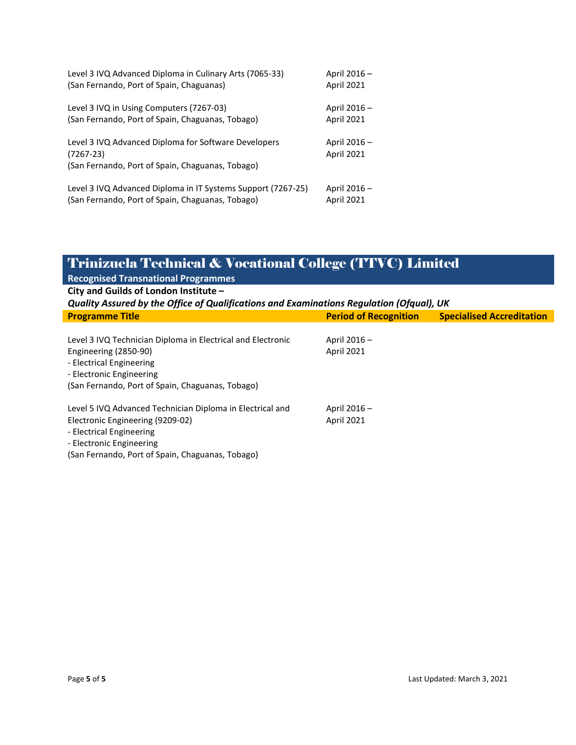| | | |
|---|---|---|
| Level 3 IVQ Advanced Diploma in Culinary Arts (7065-33)<br>(San Fernando, Port of Spain, Chaguanas) | April 2016 – April 2021 | |
| Level 3 IVQ in Using Computers (7267-03)<br>(San Fernando, Port of Spain, Chaguanas, Tobago) | April 2016 – April 2021 | |
| Level 3 IVQ Advanced Diploma for Software Developers (7267-23)<br>(San Fernando, Port of Spain, Chaguanas, Tobago) | April 2016 – April 2021 | |
| Level 3 IVQ Advanced Diploma in IT Systems Support (7267-25)<br>(San Fernando, Port of Spain, Chaguanas, Tobago) | April 2016 – April 2021 | |

# Trinizuela Technical & Vocational College (TTVC) Limited

**Recognised Transnational Programmes**

**City and Guilds of London Institute –**

***Quality Assured by the Office of Qualifications and Examinations Regulation (Ofqual), UK***

| Programme Title | Period of Recognition | Specialised Accreditation |
|---|---|---|
| Level 3 IVQ Technician Diploma in Electrical and Electronic Engineering (2850-90)<br>- Electrical Engineering<br>- Electronic Engineering<br>(San Fernando, Port of Spain, Chaguanas, Tobago) | April 2016 – April 2021 | |
| Level 5 IVQ Advanced Technician Diploma in Electrical and Electronic Engineering (9209-02)<br>- Electrical Engineering<br>- Electronic Engineering<br>(San Fernando, Port of Spain, Chaguanas, Tobago) | April 2016 – April 2021 | |

Last Updated: March 3, 2021